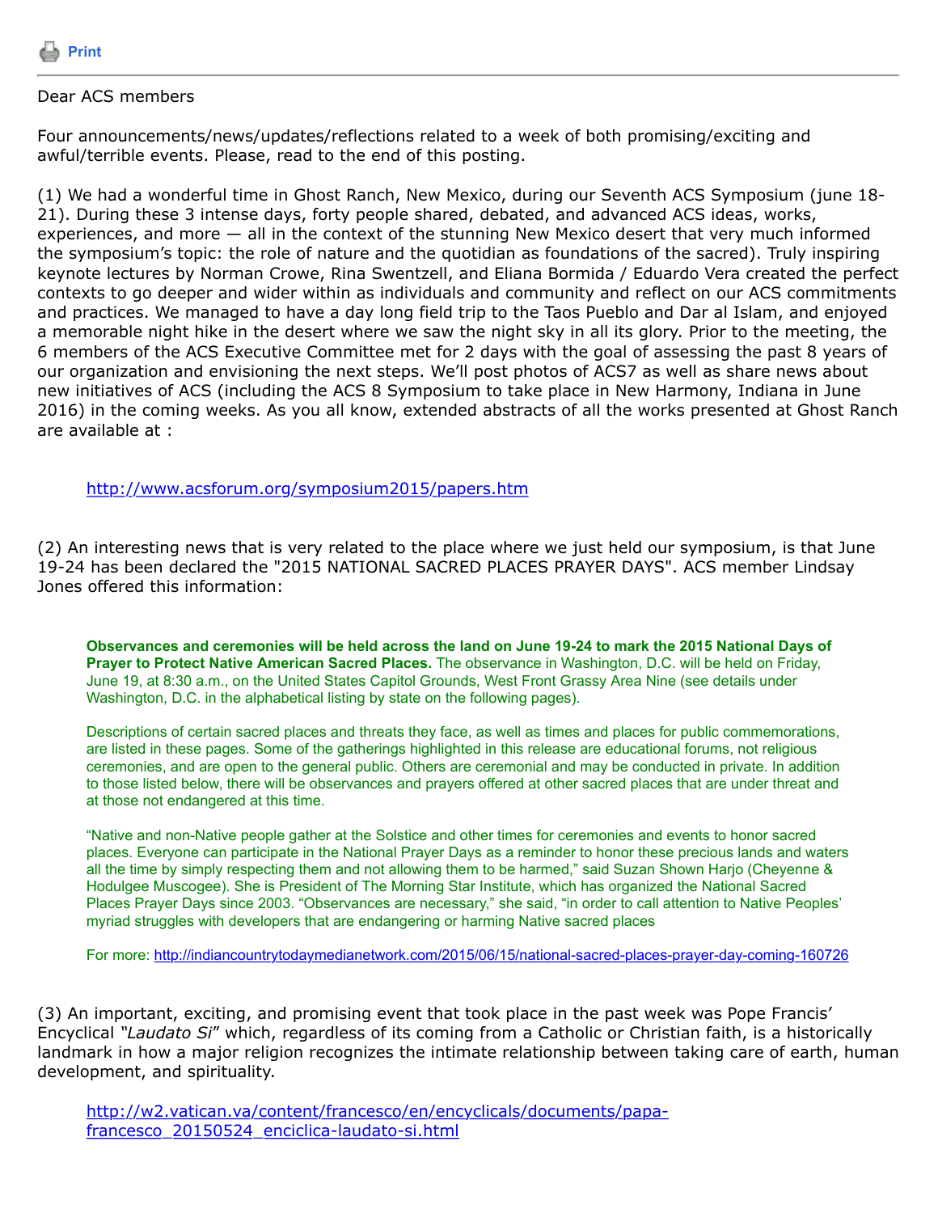Print

Dear ACS members

Four announcements/news/updates/reflections related to a week of both promising/exciting and awful/terrible events. Please, read to the end of this posting.

(1) We had a wonderful time in Ghost Ranch, New Mexico, during our Seventh ACS Symposium (june 18-21). During these 3 intense days, forty people shared, debated, and advanced ACS ideas, works, experiences, and more — all in the context of the stunning New Mexico desert that very much informed the symposium's topic: the role of nature and the quotidian as foundations of the sacred). Truly inspiring keynote lectures by Norman Crowe, Rina Swentzell, and Eliana Bormida / Eduardo Vera created the perfect contexts to go deeper and wider within as individuals and community and reflect on our ACS commitments and practices. We managed to have a day long field trip to the Taos Pueblo and Dar al Islam, and enjoyed a memorable night hike in the desert where we saw the night sky in all its glory. Prior to the meeting, the 6 members of the ACS Executive Committee met for 2 days with the goal of assessing the past 8 years of our organization and envisioning the next steps. We'll post photos of ACS7 as well as share news about new initiatives of ACS (including the ACS 8 Symposium to take place in New Harmony, Indiana in June 2016) in the coming weeks. As you all know, extended abstracts of all the works presented at Ghost Ranch are available at :

> http://www.acsforum.org/symposium2015/papers.htm

(2) An interesting news that is very related to the place where we just held our symposium, is that June 19-24 has been declared the "2015 NATIONAL SACRED PLACES PRAYER DAYS". ACS member Lindsay Jones offered this information:

> **Observances and ceremonies will be held across the land on June 19-24 to mark the 2015 National Days of Prayer to Protect Native American Sacred Places.** The observance in Washington, D.C. will be held on Friday, June 19, at 8:30 a.m., on the United States Capitol Grounds, West Front Grassy Area Nine (see details under Washington, D.C. in the alphabetical listing by state on the following pages).
>
> Descriptions of certain sacred places and threats they face, as well as times and places for public commemorations, are listed in these pages. Some of the gatherings highlighted in this release are educational forums, not religious ceremonies, and are open to the general public. Others are ceremonial and may be conducted in private. In addition to those listed below, there will be observances and prayers offered at other sacred places that are under threat and at those not endangered at this time.
>
> "Native and non-Native people gather at the Solstice and other times for ceremonies and events to honor sacred places. Everyone can participate in the National Prayer Days as a reminder to honor these precious lands and waters all the time by simply respecting them and not allowing them to be harmed," said Suzan Shown Harjo (Cheyenne & Hodulgee Muscogee). She is President of The Morning Star Institute, which has organized the National Sacred Places Prayer Days since 2003. "Observances are necessary," she said, "in order to call attention to Native Peoples' myriad struggles with developers that are endangering or harming Native sacred places
>
> For more: http://indiancountrytodaymedianetwork.com/2015/06/15/national-sacred-places-prayer-day-coming-160726

(3) An important, exciting, and promising event that took place in the past week was Pope Francis' Encyclical *"Laudato Si"* which, regardless of its coming from a Catholic or Christian faith, is a historically landmark in how a major religion recognizes the intimate relationship between taking care of earth, human development, and spirituality.

> http://w2.vatican.va/content/francesco/en/encyclicals/documents/papa-francesco_20150524_enciclica-laudato-si.html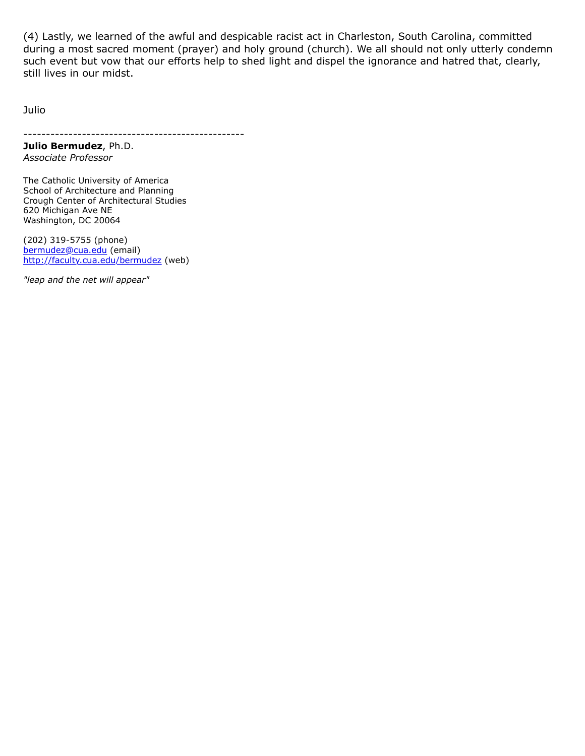(4) Lastly, we learned of the awful and despicable racist act in Charleston, South Carolina, committed during a most sacred moment (prayer) and holy ground (church). We all should not only utterly condemn such event but vow that our efforts help to shed light and dispel the ignorance and hatred that, clearly, still lives in our midst.

Julio

-------------------------------------------------

**Julio Bermudez**, Ph.D.
*Associate Professor*

The Catholic University of America
School of Architecture and Planning
Crough Center of Architectural Studies
620 Michigan Ave NE
Washington, DC 20064

(202) 319-5755 (phone)
bermudez@cua.edu (email)
http://faculty.cua.edu/bermudez (web)

*"leap and the net will appear"*